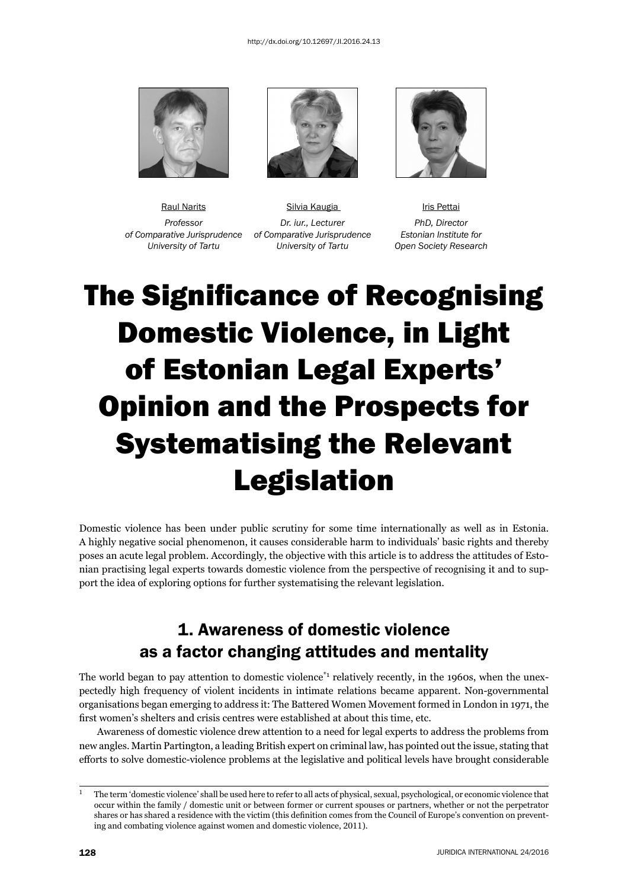http://dx.doi.org/10.12697/JI.2016.24.13

Raul Narits
*Professor of Comparative Jurisprudence University of Tartu*

Silvia Kaugia
*Dr. iur., Lecturer of Comparative Jurisprudence University of Tartu*

Iris Pettai
*PhD, Director Estonian Institute for Open Society Research*

# The Significance of Recognising Domestic Violence, in Light of Estonian Legal Experts' Opinion and the Prospects for Systematising the Relevant Legislation

Domestic violence has been under public scrutiny for some time internationally as well as in Estonia. A highly negative social phenomenon, it causes considerable harm to individuals' basic rights and thereby poses an acute legal problem. Accordingly, the objective with this article is to address the attitudes of Estonian practising legal experts towards domestic violence from the perspective of recognising it and to support the idea of exploring options for further systematising the relevant legislation.

## 1. Awareness of domestic violence as a factor changing attitudes and mentality

The world began to pay attention to domestic violence[*1] relatively recently, in the 1960s, when the unexpectedly high frequency of violent incidents in intimate relations became apparent. Non-governmental organisations began emerging to address it: The Battered Women Movement formed in London in 1971, the first women's shelters and crisis centres were established at about this time, etc.

Awareness of domestic violence drew attention to a need for legal experts to address the problems from new angles. Martin Partington, a leading British expert on criminal law, has pointed out the issue, stating that efforts to solve domestic-violence problems at the legislative and political levels have brought considerable

---

[1] The term 'domestic violence' shall be used here to refer to all acts of physical, sexual, psychological, or economic violence that occur within the family / domestic unit or between former or current spouses or partners, whether or not the perpetrator shares or has shared a residence with the victim (this definition comes from the Council of Europe's convention on preventing and combating violence against women and domestic violence, 2011).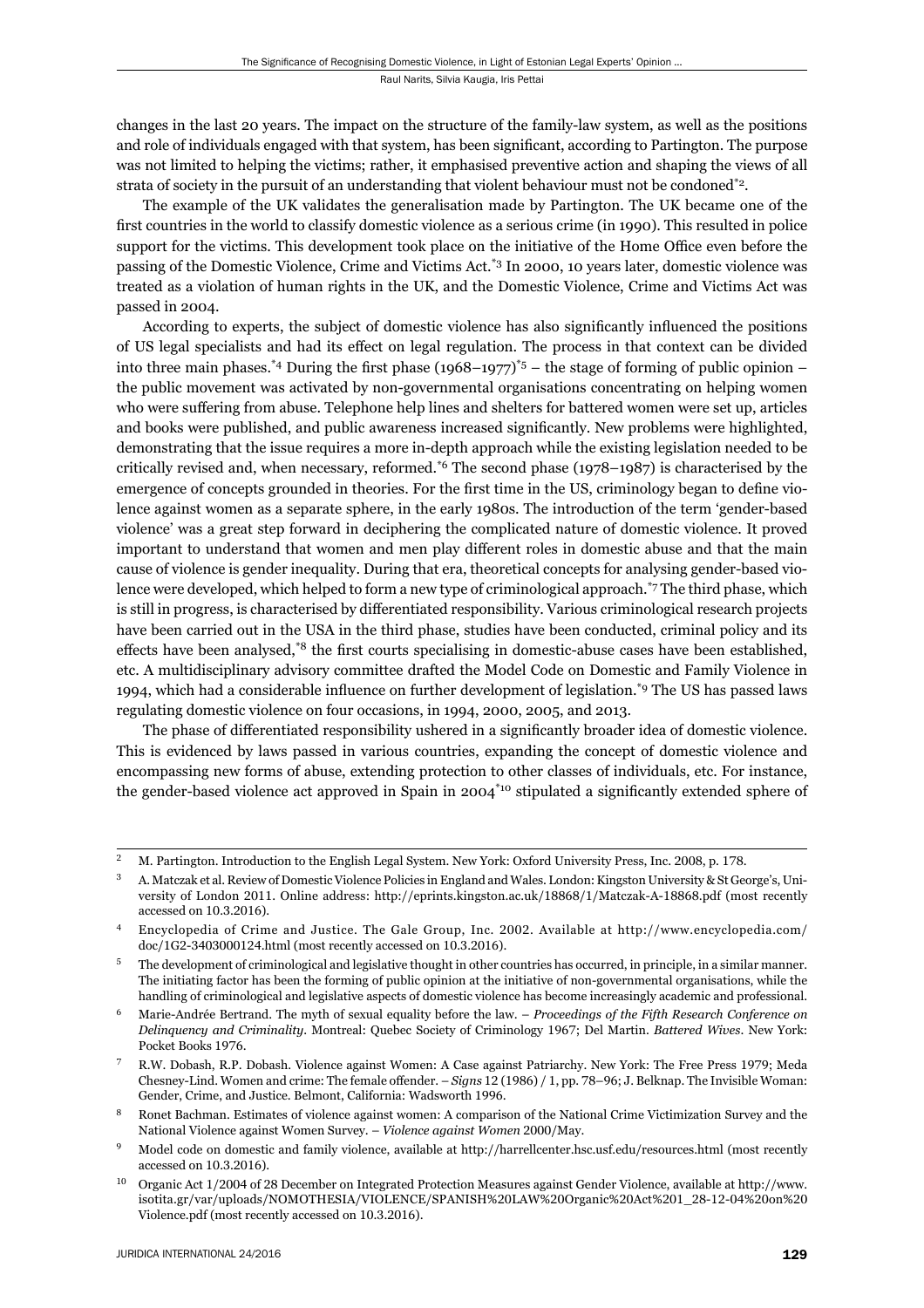changes in the last 20 years. The impact on the structure of the family-law system, as well as the positions and role of individuals engaged with that system, has been significant, according to Partington. The purpose was not limited to helping the victims; rather, it emphasised preventive action and shaping the views of all strata of society in the pursuit of an understanding that violent behaviour must not be condoned[*2].

The example of the UK validates the generalisation made by Partington. The UK became one of the first countries in the world to classify domestic violence as a serious crime (in 1990). This resulted in police support for the victims. This development took place on the initiative of the Home Office even before the passing of the Domestic Violence, Crime and Victims Act.[*3] In 2000, 10 years later, domestic violence was treated as a violation of human rights in the UK, and the Domestic Violence, Crime and Victims Act was passed in 2004.

According to experts, the subject of domestic violence has also significantly influenced the positions of US legal specialists and had its effect on legal regulation. The process in that context can be divided into three main phases.[*4] During the first phase (1968–1977)[*5] – the stage of forming of public opinion – the public movement was activated by non-governmental organisations concentrating on helping women who were suffering from abuse. Telephone help lines and shelters for battered women were set up, articles and books were published, and public awareness increased significantly. New problems were highlighted, demonstrating that the issue requires a more in-depth approach while the existing legislation needed to be critically revised and, when necessary, reformed.[*6] The second phase (1978–1987) is characterised by the emergence of concepts grounded in theories. For the first time in the US, criminology began to define violence against women as a separate sphere, in the early 1980s. The introduction of the term 'gender-based violence' was a great step forward in deciphering the complicated nature of domestic violence. It proved important to understand that women and men play different roles in domestic abuse and that the main cause of violence is gender inequality. During that era, theoretical concepts for analysing gender-based violence were developed, which helped to form a new type of criminological approach.[*7] The third phase, which is still in progress, is characterised by differentiated responsibility. Various criminological research projects have been carried out in the USA in the third phase, studies have been conducted, criminal policy and its effects have been analysed,[*8] the first courts specialising in domestic-abuse cases have been established, etc. A multidisciplinary advisory committee drafted the Model Code on Domestic and Family Violence in 1994, which had a considerable influence on further development of legislation.[*9] The US has passed laws regulating domestic violence on four occasions, in 1994, 2000, 2005, and 2013.

The phase of differentiated responsibility ushered in a significantly broader idea of domestic violence. This is evidenced by laws passed in various countries, expanding the concept of domestic violence and encompassing new forms of abuse, extending protection to other classes of individuals, etc. For instance, the gender-based violence act approved in Spain in 2004[*10] stipulated a significantly extended sphere of

---

2 M. Partington. Introduction to the English Legal System. New York: Oxford University Press, Inc. 2008, p. 178.

3 A. Matczak et al. Review of Domestic Violence Policies in England and Wales. London: Kingston University & St George's, University of London 2011. Online address: http://eprints.kingston.ac.uk/18868/1/Matczak-A-18868.pdf (most recently accessed on 10.3.2016).

4 Encyclopedia of Crime and Justice. The Gale Group, Inc. 2002. Available at http://www.encyclopedia.com/doc/1G2-3403000124.html (most recently accessed on 10.3.2016).

5 The development of criminological and legislative thought in other countries has occurred, in principle, in a similar manner. The initiating factor has been the forming of public opinion at the initiative of non-governmental organisations, while the handling of criminological and legislative aspects of domestic violence has become increasingly academic and professional.

6 Marie-Andrée Bertrand. The myth of sexual equality before the law. – *Proceedings of the Fifth Research Conference on Delinquency and Criminality*. Montreal: Quebec Society of Criminology 1967; Del Martin. *Battered Wives*. New York: Pocket Books 1976.

7 R.W. Dobash, R.P. Dobash. Violence against Women: A Case against Patriarchy. New York: The Free Press 1979; Meda Chesney-Lind. Women and crime: The female offender. – *Signs* 12 (1986) / 1, pp. 78–96; J. Belknap. The Invisible Woman: Gender, Crime, and Justice. Belmont, California: Wadsworth 1996.

8 Ronet Bachman. Estimates of violence against women: A comparison of the National Crime Victimization Survey and the National Violence against Women Survey. – *Violence against Women* 2000/May.

9 Model code on domestic and family violence, available at http://harrellcenter.hsc.usf.edu/resources.html (most recently accessed on 10.3.2016).

10 Organic Act 1/2004 of 28 December on Integrated Protection Measures against Gender Violence, available at http://www.isotita.gr/var/uploads/NOMOTHESIA/VIOLENCE/SPANISH%20LAW%20Organic%20Act%201_28-12-04%20on%20Violence.pdf (most recently accessed on 10.3.2016).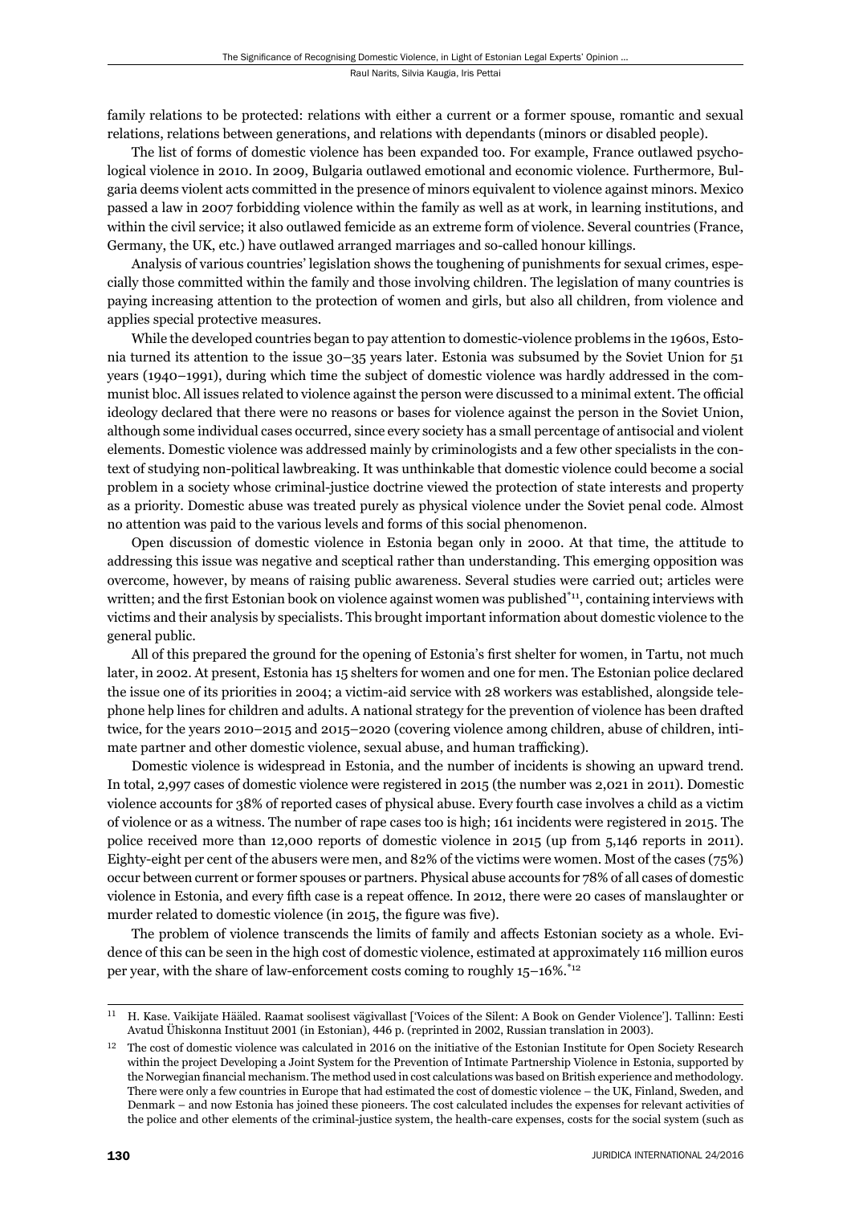family relations to be protected: relations with either a current or a former spouse, romantic and sexual relations, relations between generations, and relations with dependants (minors or disabled people).

The list of forms of domestic violence has been expanded too. For example, France outlawed psychological violence in 2010. In 2009, Bulgaria outlawed emotional and economic violence. Furthermore, Bulgaria deems violent acts committed in the presence of minors equivalent to violence against minors. Mexico passed a law in 2007 forbidding violence within the family as well as at work, in learning institutions, and within the civil service; it also outlawed femicide as an extreme form of violence. Several countries (France, Germany, the UK, etc.) have outlawed arranged marriages and so-called honour killings.

Analysis of various countries' legislation shows the toughening of punishments for sexual crimes, especially those committed within the family and those involving children. The legislation of many countries is paying increasing attention to the protection of women and girls, but also all children, from violence and applies special protective measures.

While the developed countries began to pay attention to domestic-violence problems in the 1960s, Estonia turned its attention to the issue 30–35 years later. Estonia was subsumed by the Soviet Union for 51 years (1940–1991), during which time the subject of domestic violence was hardly addressed in the communist bloc. All issues related to violence against the person were discussed to a minimal extent. The official ideology declared that there were no reasons or bases for violence against the person in the Soviet Union, although some individual cases occurred, since every society has a small percentage of antisocial and violent elements. Domestic violence was addressed mainly by criminologists and a few other specialists in the context of studying non-political lawbreaking. It was unthinkable that domestic violence could become a social problem in a society whose criminal-justice doctrine viewed the protection of state interests and property as a priority. Domestic abuse was treated purely as physical violence under the Soviet penal code. Almost no attention was paid to the various levels and forms of this social phenomenon.

Open discussion of domestic violence in Estonia began only in 2000. At that time, the attitude to addressing this issue was negative and sceptical rather than understanding. This emerging opposition was overcome, however, by means of raising public awareness. Several studies were carried out; articles were written; and the first Estonian book on violence against women was published[*11], containing interviews with victims and their analysis by specialists. This brought important information about domestic violence to the general public.

All of this prepared the ground for the opening of Estonia's first shelter for women, in Tartu, not much later, in 2002. At present, Estonia has 15 shelters for women and one for men. The Estonian police declared the issue one of its priorities in 2004; a victim-aid service with 28 workers was established, alongside telephone help lines for children and adults. A national strategy for the prevention of violence has been drafted twice, for the years 2010–2015 and 2015–2020 (covering violence among children, abuse of children, intimate partner and other domestic violence, sexual abuse, and human trafficking).

Domestic violence is widespread in Estonia, and the number of incidents is showing an upward trend. In total, 2,997 cases of domestic violence were registered in 2015 (the number was 2,021 in 2011). Domestic violence accounts for 38% of reported cases of physical abuse. Every fourth case involves a child as a victim of violence or as a witness. The number of rape cases too is high; 161 incidents were registered in 2015. The police received more than 12,000 reports of domestic violence in 2015 (up from 5,146 reports in 2011). Eighty-eight per cent of the abusers were men, and 82% of the victims were women. Most of the cases (75%) occur between current or former spouses or partners. Physical abuse accounts for 78% of all cases of domestic violence in Estonia, and every fifth case is a repeat offence. In 2012, there were 20 cases of manslaughter or murder related to domestic violence (in 2015, the figure was five).

The problem of violence transcends the limits of family and affects Estonian society as a whole. Evidence of this can be seen in the high cost of domestic violence, estimated at approximately 116 million euros per year, with the share of law-enforcement costs coming to roughly 15–16%.[*12]

---

[11] H. Kase. Vaikijate Hääled. Raamat soolisest vägivallast ['Voices of the Silent: A Book on Gender Violence']. Tallinn: Eesti Avatud Ühiskonna Instituut 2001 (in Estonian), 446 p. (reprinted in 2002, Russian translation in 2003).

[12] The cost of domestic violence was calculated in 2016 on the initiative of the Estonian Institute for Open Society Research within the project Developing a Joint System for the Prevention of Intimate Partnership Violence in Estonia, supported by the Norwegian financial mechanism. The method used in cost calculations was based on British experience and methodology. There were only a few countries in Europe that had estimated the cost of domestic violence – the UK, Finland, Sweden, and Denmark – and now Estonia has joined these pioneers. The cost calculated includes the expenses for relevant activities of the police and other elements of the criminal-justice system, the health-care expenses, costs for the social system (such as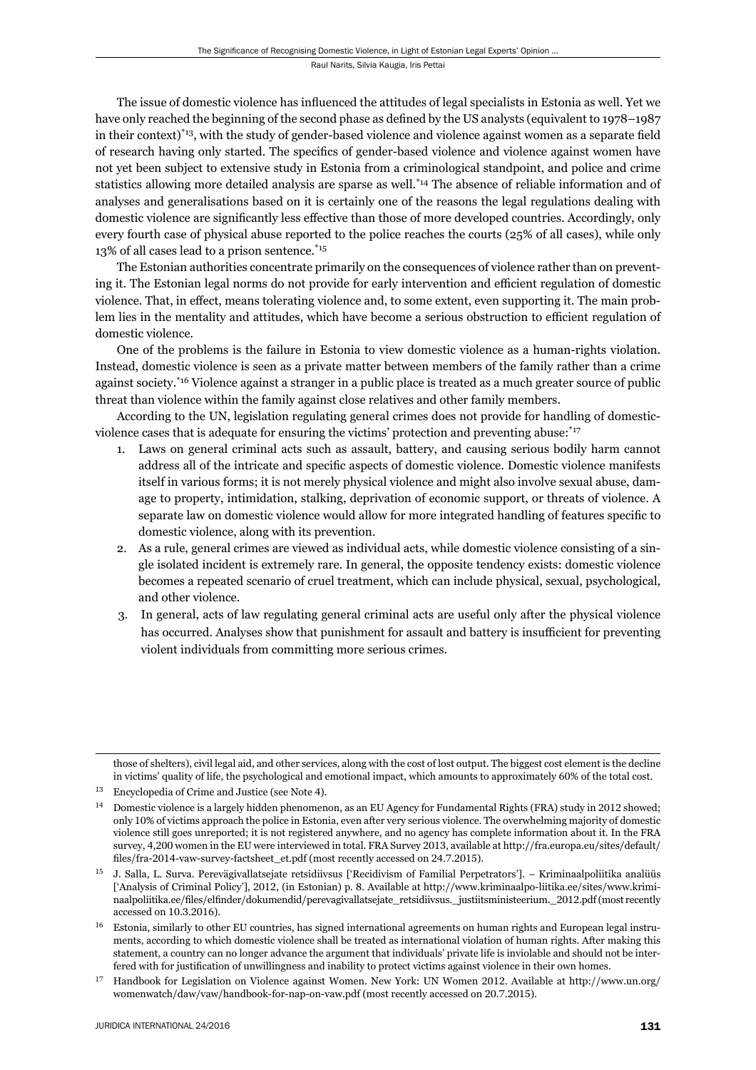The issue of domestic violence has influenced the attitudes of legal specialists in Estonia as well. Yet we have only reached the beginning of the second phase as defined by the US analysts (equivalent to 1978–1987 in their context)[*13], with the study of gender-based violence and violence against women as a separate field of research having only started. The specifics of gender-based violence and violence against women have not yet been subject to extensive study in Estonia from a criminological standpoint, and police and crime statistics allowing more detailed analysis are sparse as well.[*14] The absence of reliable information and of analyses and generalisations based on it is certainly one of the reasons the legal regulations dealing with domestic violence are significantly less effective than those of more developed countries. Accordingly, only every fourth case of physical abuse reported to the police reaches the courts (25% of all cases), while only 13% of all cases lead to a prison sentence.[*15]

The Estonian authorities concentrate primarily on the consequences of violence rather than on preventing it. The Estonian legal norms do not provide for early intervention and efficient regulation of domestic violence. That, in effect, means tolerating violence and, to some extent, even supporting it. The main problem lies in the mentality and attitudes, which have become a serious obstruction to efficient regulation of domestic violence.

One of the problems is the failure in Estonia to view domestic violence as a human-rights violation. Instead, domestic violence is seen as a private matter between members of the family rather than a crime against society.[*16] Violence against a stranger in a public place is treated as a much greater source of public threat than violence within the family against close relatives and other family members.

According to the UN, legislation regulating general crimes does not provide for handling of domestic-violence cases that is adequate for ensuring the victims' protection and preventing abuse:[*17]

1. Laws on general criminal acts such as assault, battery, and causing serious bodily harm cannot address all of the intricate and specific aspects of domestic violence. Domestic violence manifests itself in various forms; it is not merely physical violence and might also involve sexual abuse, damage to property, intimidation, stalking, deprivation of economic support, or threats of violence. A separate law on domestic violence would allow for more integrated handling of features specific to domestic violence, along with its prevention.
2. As a rule, general crimes are viewed as individual acts, while domestic violence consisting of a single isolated incident is extremely rare. In general, the opposite tendency exists: domestic violence becomes a repeated scenario of cruel treatment, which can include physical, sexual, psychological, and other violence.
3. In general, acts of law regulating general criminal acts are useful only after the physical violence has occurred. Analyses show that punishment for assault and battery is insufficient for preventing violent individuals from committing more serious crimes.

---

those of shelters), civil legal aid, and other services, along with the cost of lost output. The biggest cost element is the decline in victims' quality of life, the psychological and emotional impact, which amounts to approximately 60% of the total cost.

13 Encyclopedia of Crime and Justice (see Note 4).

14 Domestic violence is a largely hidden phenomenon, as an EU Agency for Fundamental Rights (FRA) study in 2012 showed; only 10% of victims approach the police in Estonia, even after very serious violence. The overwhelming majority of domestic violence still goes unreported; it is not registered anywhere, and no agency has complete information about it. In the FRA survey, 4,200 women in the EU were interviewed in total. FRA Survey 2013, available at http://fra.europa.eu/sites/default/files/fra-2014-vaw-survey-factsheet_et.pdf (most recently accessed on 24.7.2015).

15 J. Salla, L. Surva. Perevägivallatsejate retsidiivsus ['Recidivism of Familial Perpetrators']. – Kriminaalpoliitika analüüs ['Analysis of Criminal Policy'], 2012, (in Estonian) p. 8. Available at http://www.kriminaalpo-liitika.ee/sites/www.kriminaalpoliitika.ee/files/elfinder/dokumendid/perevagivallatsejate_retsidiivsus._justiitsministeerium._2012.pdf (most recently accessed on 10.3.2016).

16 Estonia, similarly to other EU countries, has signed international agreements on human rights and European legal instruments, according to which domestic violence shall be treated as international violation of human rights. After making this statement, a country can no longer advance the argument that individuals' private life is inviolable and should not be interfered with for justification of unwillingness and inability to protect victims against violence in their own homes.

17 Handbook for Legislation on Violence against Women. New York: UN Women 2012. Available at http://www.un.org/womenwatch/daw/vaw/handbook-for-nap-on-vaw.pdf (most recently accessed on 20.7.2015).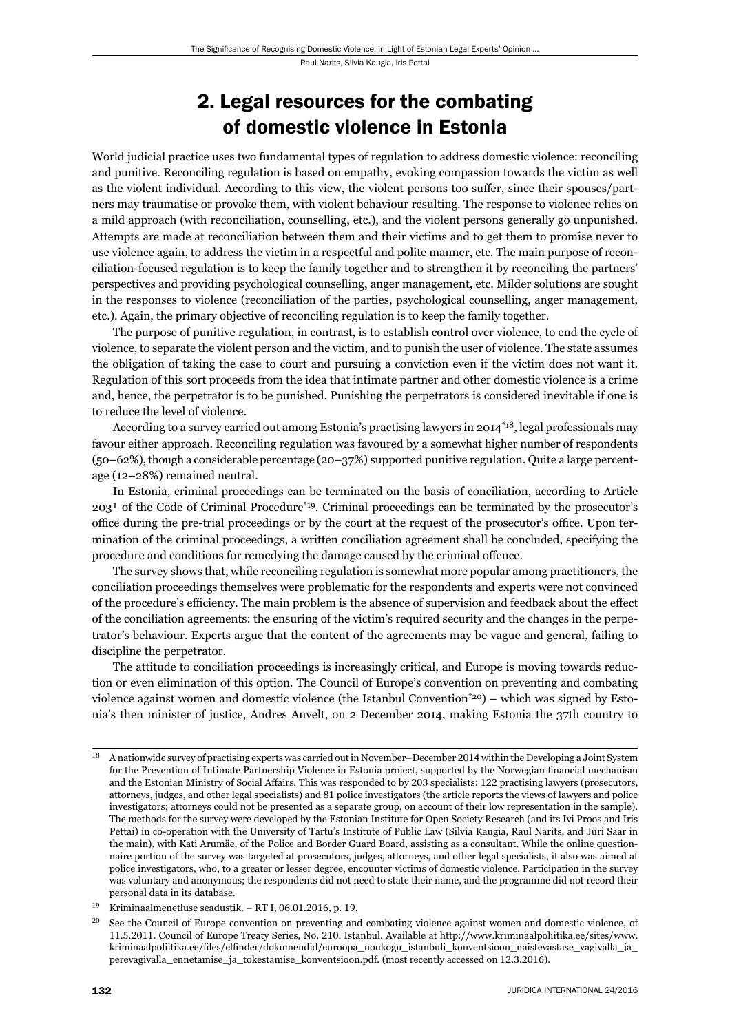## 2. Legal resources for the combating of domestic violence in Estonia

World judicial practice uses two fundamental types of regulation to address domestic violence: reconciling and punitive. Reconciling regulation is based on empathy, evoking compassion towards the victim as well as the violent individual. According to this view, the violent persons too suffer, since their spouses/partners may traumatise or provoke them, with violent behaviour resulting. The response to violence relies on a mild approach (with reconciliation, counselling, etc.), and the violent persons generally go unpunished. Attempts are made at reconciliation between them and their victims and to get them to promise never to use violence again, to address the victim in a respectful and polite manner, etc. The main purpose of reconciliation-focused regulation is to keep the family together and to strengthen it by reconciling the partners' perspectives and providing psychological counselling, anger management, etc. Milder solutions are sought in the responses to violence (reconciliation of the parties, psychological counselling, anger management, etc.). Again, the primary objective of reconciling regulation is to keep the family together.

The purpose of punitive regulation, in contrast, is to establish control over violence, to end the cycle of violence, to separate the violent person and the victim, and to punish the user of violence. The state assumes the obligation of taking the case to court and pursuing a conviction even if the victim does not want it. Regulation of this sort proceeds from the idea that intimate partner and other domestic violence is a crime and, hence, the perpetrator is to be punished. Punishing the perpetrators is considered inevitable if one is to reduce the level of violence.

According to a survey carried out among Estonia's practising lawyers in 2014[*18], legal professionals may favour either approach. Reconciling regulation was favoured by a somewhat higher number of respondents (50–62%), though a considerable percentage (20–37%) supported punitive regulation. Quite a large percentage (12–28%) remained neutral.

In Estonia, criminal proceedings can be terminated on the basis of conciliation, according to Article 203[1] of the Code of Criminal Procedure[*19]. Criminal proceedings can be terminated by the prosecutor's office during the pre-trial proceedings or by the court at the request of the prosecutor's office. Upon termination of the criminal proceedings, a written conciliation agreement shall be concluded, specifying the procedure and conditions for remedying the damage caused by the criminal offence.

The survey shows that, while reconciling regulation is somewhat more popular among practitioners, the conciliation proceedings themselves were problematic for the respondents and experts were not convinced of the procedure's efficiency. The main problem is the absence of supervision and feedback about the effect of the conciliation agreements: the ensuring of the victim's required security and the changes in the perpetrator's behaviour. Experts argue that the content of the agreements may be vague and general, failing to discipline the perpetrator.

The attitude to conciliation proceedings is increasingly critical, and Europe is moving towards reduction or even elimination of this option. The Council of Europe's convention on preventing and combating violence against women and domestic violence (the Istanbul Convention[*20]) – which was signed by Estonia's then minister of justice, Andres Anvelt, on 2 December 2014, making Estonia the 37th country to

---

[18] A nationwide survey of practising experts was carried out in November–December 2014 within the Developing a Joint System for the Prevention of Intimate Partnership Violence in Estonia project, supported by the Norwegian financial mechanism and the Estonian Ministry of Social Affairs. This was responded to by 203 specialists: 122 practising lawyers (prosecutors, attorneys, judges, and other legal specialists) and 81 police investigators (the article reports the views of lawyers and police investigators; attorneys could not be presented as a separate group, on account of their low representation in the sample). The methods for the survey were developed by the Estonian Institute for Open Society Research (and its Ivi Proos and Iris Pettai) in co-operation with the University of Tartu's Institute of Public Law (Silvia Kaugia, Raul Narits, and Jüri Saar in the main), with Kati Arumäe, of the Police and Border Guard Board, assisting as a consultant. While the online questionnaire portion of the survey was targeted at prosecutors, judges, attorneys, and other legal specialists, it also was aimed at police investigators, who, to a greater or lesser degree, encounter victims of domestic violence. Participation in the survey was voluntary and anonymous; the respondents did not need to state their name, and the programme did not record their personal data in its database.

[19] Kriminaalmenetluse seadustik. – RT I, 06.01.2016, p. 19.

[20] See the Council of Europe convention on preventing and combating violence against women and domestic violence, of 11.5.2011. Council of Europe Treaty Series, No. 210. Istanbul. Available at http://www.kriminaalpoliitika.ee/sites/www.kriminaalpoliitika.ee/files/elfinder/dokumendid/euroopa_noukogu_istanbuli_konventsioon_naistevastase_vagivalla_ja_perevagivalla_ennetamise_ja_tokestamise_konventsioon.pdf. (most recently accessed on 12.3.2016).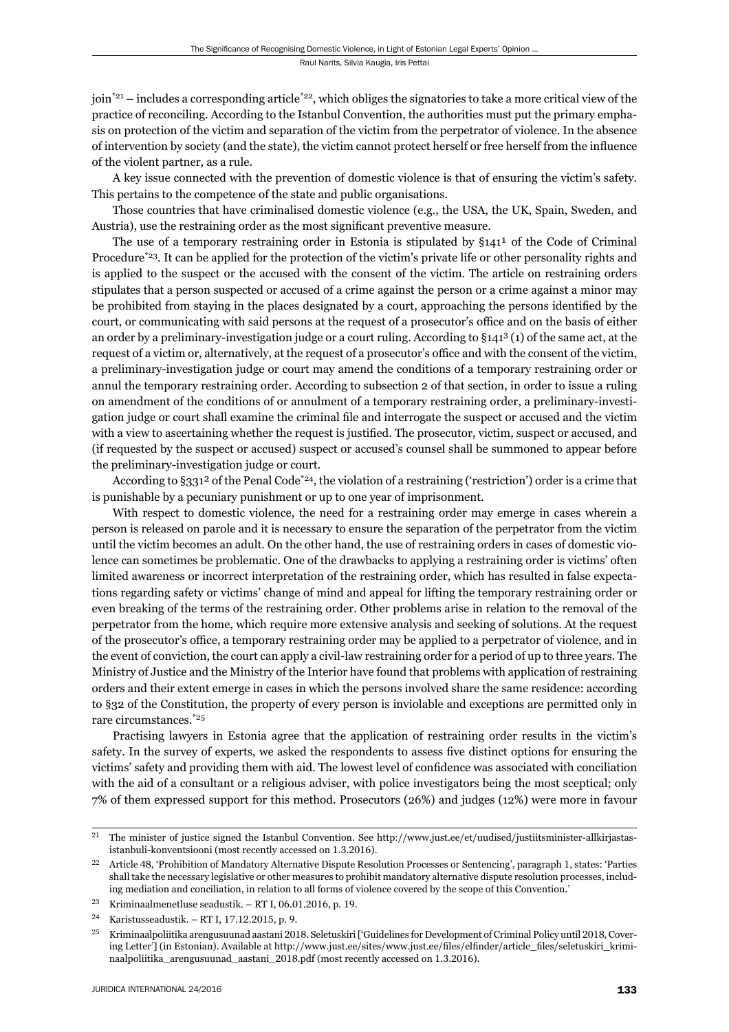join[21] – includes a corresponding article[22], which obliges the signatories to take a more critical view of the practice of reconciling. According to the Istanbul Convention, the authorities must put the primary emphasis on protection of the victim and separation of the victim from the perpetrator of violence. In the absence of intervention by society (and the state), the victim cannot protect herself or free herself from the influence of the violent partner, as a rule.

A key issue connected with the prevention of domestic violence is that of ensuring the victim's safety. This pertains to the competence of the state and public organisations.

Those countries that have criminalised domestic violence (e.g., the USA, the UK, Spain, Sweden, and Austria), use the restraining order as the most significant preventive measure.

The use of a temporary restraining order in Estonia is stipulated by §141[1] of the Code of Criminal Procedure[23]. It can be applied for the protection of the victim's private life or other personality rights and is applied to the suspect or the accused with the consent of the victim. The article on restraining orders stipulates that a person suspected or accused of a crime against the person or a crime against a minor may be prohibited from staying in the places designated by a court, approaching the persons identified by the court, or communicating with said persons at the request of a prosecutor's office and on the basis of either an order by a preliminary-investigation judge or a court ruling. According to §141[3] (1) of the same act, at the request of a victim or, alternatively, at the request of a prosecutor's office and with the consent of the victim, a preliminary-investigation judge or court may amend the conditions of a temporary restraining order or annul the temporary restraining order. According to subsection 2 of that section, in order to issue a ruling on amendment of the conditions of or annulment of a temporary restraining order, a preliminary-investigation judge or court shall examine the criminal file and interrogate the suspect or accused and the victim with a view to ascertaining whether the request is justified. The prosecutor, victim, suspect or accused, and (if requested by the suspect or accused) suspect or accused's counsel shall be summoned to appear before the preliminary-investigation judge or court.

According to §331[2] of the Penal Code[24], the violation of a restraining ('restriction') order is a crime that is punishable by a pecuniary punishment or up to one year of imprisonment.

With respect to domestic violence, the need for a restraining order may emerge in cases wherein a person is released on parole and it is necessary to ensure the separation of the perpetrator from the victim until the victim becomes an adult. On the other hand, the use of restraining orders in cases of domestic violence can sometimes be problematic. One of the drawbacks to applying a restraining order is victims' often limited awareness or incorrect interpretation of the restraining order, which has resulted in false expectations regarding safety or victims' change of mind and appeal for lifting the temporary restraining order or even breaking of the terms of the restraining order. Other problems arise in relation to the removal of the perpetrator from the home, which require more extensive analysis and seeking of solutions. At the request of the prosecutor's office, a temporary restraining order may be applied to a perpetrator of violence, and in the event of conviction, the court can apply a civil-law restraining order for a period of up to three years. The Ministry of Justice and the Ministry of the Interior have found that problems with application of restraining orders and their extent emerge in cases in which the persons involved share the same residence: according to §32 of the Constitution, the property of every person is inviolable and exceptions are permitted only in rare circumstances.[25]

Practising lawyers in Estonia agree that the application of restraining order results in the victim's safety. In the survey of experts, we asked the respondents to assess five distinct options for ensuring the victims' safety and providing them with aid. The lowest level of confidence was associated with conciliation with the aid of a consultant or a religious adviser, with police investigators being the most sceptical; only 7% of them expressed support for this method. Prosecutors (26%) and judges (12%) were more in favour

---

[21] The minister of justice signed the Istanbul Convention. See http://www.just.ee/et/uudised/justiitsminister-allkirjastas-istanbuli-konventsiooni (most recently accessed on 1.3.2016).

[22] Article 48, 'Prohibition of Mandatory Alternative Dispute Resolution Processes or Sentencing', paragraph 1, states: 'Parties shall take the necessary legislative or other measures to prohibit mandatory alternative dispute resolution processes, including mediation and conciliation, in relation to all forms of violence covered by the scope of this Convention.'

[23] Kriminaalmenetluse seadustik. – RT I, 06.01.2016, p. 19.

[24] Karistusseadustik. – RT I, 17.12.2015, p. 9.

[25] Kriminaalpoliitika arengusuunad aastani 2018. Seletuskiri ['Guidelines for Development of Criminal Policy until 2018, Covering Letter'] (in Estonian). Available at http://www.just.ee/sites/www.just.ee/files/elfinder/article_files/seletuskiri_kriminaalpoliitika_arengusuunad_aastani_2018.pdf (most recently accessed on 1.3.2016).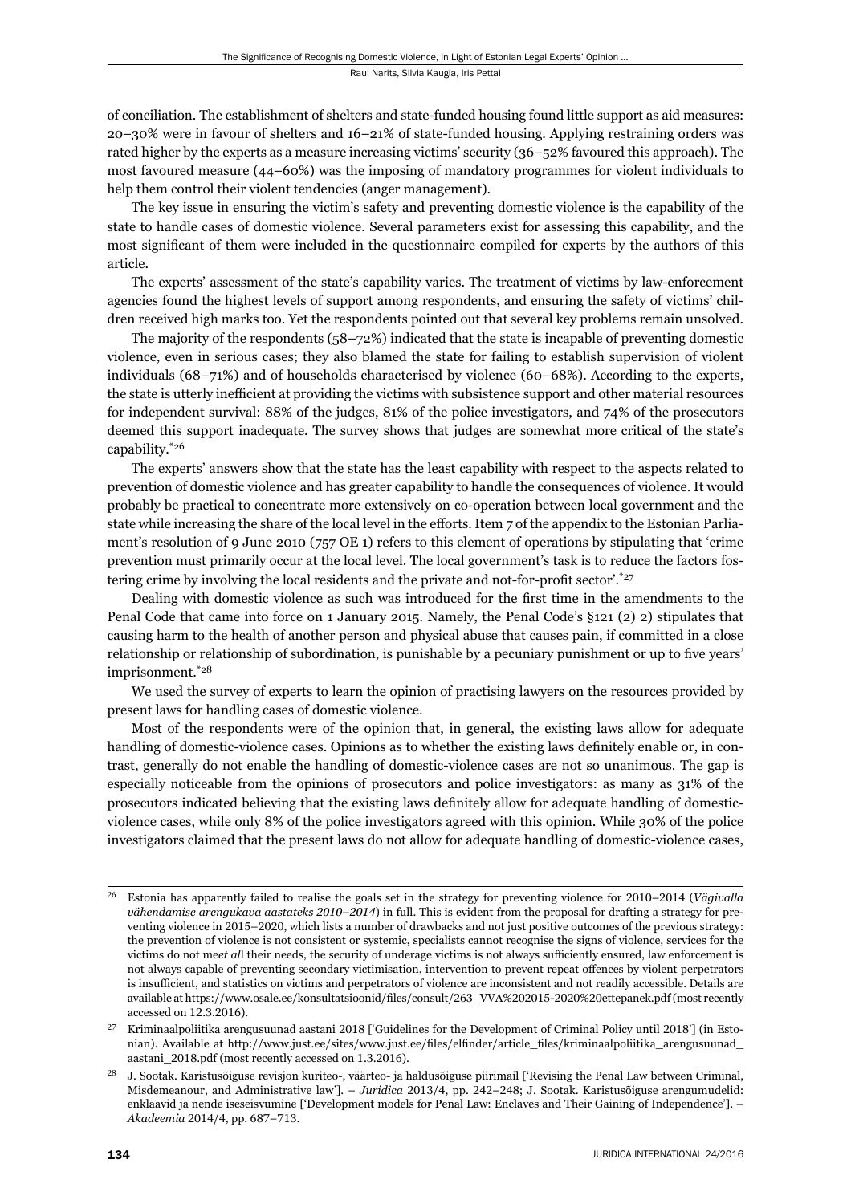of conciliation. The establishment of shelters and state-funded housing found little support as aid measures: 20–30% were in favour of shelters and 16–21% of state-funded housing. Applying restraining orders was rated higher by the experts as a measure increasing victims' security (36–52% favoured this approach). The most favoured measure (44–60%) was the imposing of mandatory programmes for violent individuals to help them control their violent tendencies (anger management).

The key issue in ensuring the victim's safety and preventing domestic violence is the capability of the state to handle cases of domestic violence. Several parameters exist for assessing this capability, and the most significant of them were included in the questionnaire compiled for experts by the authors of this article.

The experts' assessment of the state's capability varies. The treatment of victims by law-enforcement agencies found the highest levels of support among respondents, and ensuring the safety of victims' children received high marks too. Yet the respondents pointed out that several key problems remain unsolved.

The majority of the respondents (58–72%) indicated that the state is incapable of preventing domestic violence, even in serious cases; they also blamed the state for failing to establish supervision of violent individuals (68–71%) and of households characterised by violence (60–68%). According to the experts, the state is utterly inefficient at providing the victims with subsistence support and other material resources for independent survival: 88% of the judges, 81% of the police investigators, and 74% of the prosecutors deemed this support inadequate. The survey shows that judges are somewhat more critical of the state's capability.[*26]

The experts' answers show that the state has the least capability with respect to the aspects related to prevention of domestic violence and has greater capability to handle the consequences of violence. It would probably be practical to concentrate more extensively on co-operation between local government and the state while increasing the share of the local level in the efforts. Item 7 of the appendix to the Estonian Parliament's resolution of 9 June 2010 (757 OE 1) refers to this element of operations by stipulating that 'crime prevention must primarily occur at the local level. The local government's task is to reduce the factors fostering crime by involving the local residents and the private and not-for-profit sector'.[*27]

Dealing with domestic violence as such was introduced for the first time in the amendments to the Penal Code that came into force on 1 January 2015. Namely, the Penal Code's §121 (2) 2) stipulates that causing harm to the health of another person and physical abuse that causes pain, if committed in a close relationship or relationship of subordination, is punishable by a pecuniary punishment or up to five years' imprisonment.[*28]

We used the survey of experts to learn the opinion of practising lawyers on the resources provided by present laws for handling cases of domestic violence.

Most of the respondents were of the opinion that, in general, the existing laws allow for adequate handling of domestic-violence cases. Opinions as to whether the existing laws definitely enable or, in contrast, generally do not enable the handling of domestic-violence cases are not so unanimous. The gap is especially noticeable from the opinions of prosecutors and police investigators: as many as 31% of the prosecutors indicated believing that the existing laws definitely allow for adequate handling of domestic-violence cases, while only 8% of the police investigators agreed with this opinion. While 30% of the police investigators claimed that the present laws do not allow for adequate handling of domestic-violence cases,

---

[26] Estonia has apparently failed to realise the goals set in the strategy for preventing violence for 2010–2014 (*Vägivalla vähendamise arengukava aastateks 2010–2014*) in full. This is evident from the proposal for drafting a strategy for preventing violence in 2015–2020, which lists a number of drawbacks and not just positive outcomes of the previous strategy: the prevention of violence is not consistent or systemic, specialists cannot recognise the signs of violence, services for the victims do not me*et al*l their needs, the security of underage victims is not always sufficiently ensured, law enforcement is not always capable of preventing secondary victimisation, intervention to prevent repeat offences by violent perpetrators is insufficient, and statistics on victims and perpetrators of violence are inconsistent and not readily accessible. Details are available at https://www.osale.ee/konsultatsioonid/files/consult/263_VVA%202015-2020%20ettepanek.pdf (most recently accessed on 12.3.2016).

[27] Kriminaalpoliitika arengusuunad aastani 2018 ['Guidelines for the Development of Criminal Policy until 2018'] (in Estonian). Available at http://www.just.ee/sites/www.just.ee/files/elfinder/article_files/kriminaalpoliitika_arengusuunad_aastani_2018.pdf (most recently accessed on 1.3.2016).

[28] J. Sootak. Karistusõiguse revisjon kuriteo-, väärteo- ja haldusõiguse piirimail ['Revising the Penal Law between Criminal, Misdemeanour, and Administrative law']. – *Juridica* 2013/4, pp. 242–248; J. Sootak. Karistusõiguse arengumudelid: enklaavid ja nende iseseisvumine ['Development models for Penal Law: Enclaves and Their Gaining of Independence']. – *Akadeemia* 2014/4, pp. 687–713.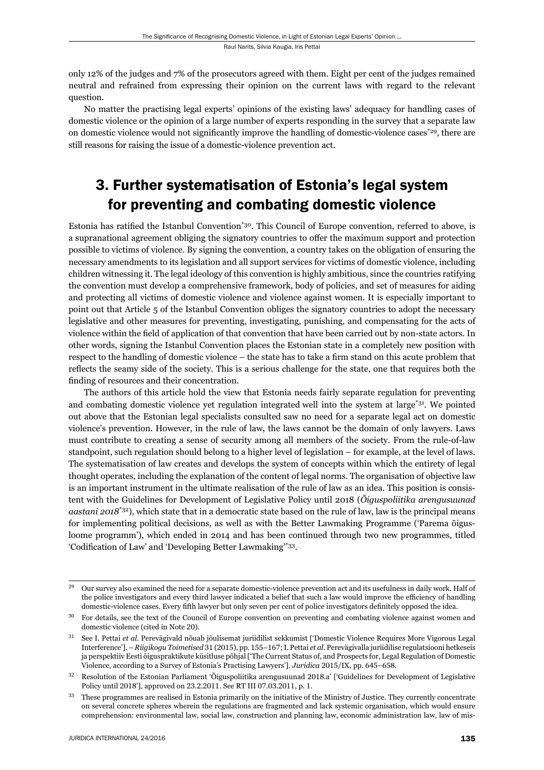only 12% of the judges and 7% of the prosecutors agreed with them. Eight per cent of the judges remained neutral and refrained from expressing their opinion on the current laws with regard to the relevant question.

No matter the practising legal experts' opinions of the existing laws' adequacy for handling cases of domestic violence or the opinion of a large number of experts responding in the survey that a separate law on domestic violence would not significantly improve the handling of domestic-violence cases[*29], there are still reasons for raising the issue of a domestic-violence prevention act.

## 3. Further systematisation of Estonia's legal system for preventing and combating domestic violence

Estonia has ratified the Istanbul Convention[*30]. This Council of Europe convention, referred to above, is a supranational agreement obliging the signatory countries to offer the maximum support and protection possible to victims of violence. By signing the convention, a country takes on the obligation of ensuring the necessary amendments to its legislation and all support services for victims of domestic violence, including children witnessing it. The legal ideology of this convention is highly ambitious, since the countries ratifying the convention must develop a comprehensive framework, body of policies, and set of measures for aiding and protecting all victims of domestic violence and violence against women. It is especially important to point out that Article 5 of the Istanbul Convention obliges the signatory countries to adopt the necessary legislative and other measures for preventing, investigating, punishing, and compensating for the acts of violence within the field of application of that convention that have been carried out by non-state actors. In other words, signing the Istanbul Convention places the Estonian state in a completely new position with respect to the handling of domestic violence – the state has to take a firm stand on this acute problem that reflects the seamy side of the society. This is a serious challenge for the state, one that requires both the finding of resources and their concentration.

The authors of this article hold the view that Estonia needs fairly separate regulation for preventing and combating domestic violence yet regulation integrated well into the system at large[*31]. We pointed out above that the Estonian legal specialists consulted saw no need for a separate legal act on domestic violence's prevention. However, in the rule of law, the laws cannot be the domain of only lawyers. Laws must contribute to creating a sense of security among all members of the society. From the rule-of-law standpoint, such regulation should belong to a higher level of legislation – for example, at the level of laws. The systematisation of law creates and develops the system of concepts within which the entirety of legal thought operates, including the explanation of the content of legal norms. The organisation of objective law is an important instrument in the ultimate realisation of the rule of law as an idea. This position is consistent with the Guidelines for Development of Legislative Policy until 2018 (*Õiguspoliitika arengusuunad aastani 2018*[*32]), which state that in a democratic state based on the rule of law, law is the principal means for implementing political decisions, as well as with the Better Lawmaking Programme ('Parema õigusloome programm'), which ended in 2014 and has been continued through two new programmes, titled 'Codification of Law' and 'Developing Better Lawmaking'[*33].

---

[29] Our survey also examined the need for a separate domestic-violence prevention act and its usefulness in daily work. Half of the police investigators and every third lawyer indicated a belief that such a law would improve the efficiency of handling domestic-violence cases. Every fifth lawyer but only seven per cent of police investigators definitely opposed the idea.

[30] For details, see the text of the Council of Europe convention on preventing and combating violence against women and domestic violence (cited in Note 20).

[31] See I. Pettai *et al.* Perevägivald nõuab jõulisemat juriidilist sekkumist ['Domestic Violence Requires More Vigorous Legal Interference']. – *Riigikogu Toimetised* 31 (2015), pp. 155–167; I. Pettai *et al.* Perevägivalla juriidilise regulatsiooni hetkeseis ja perspektiiv Eesti õiguspraktikute küsitluse põhjal ['The Current Status of, and Prospects for, Legal Regulation of Domestic Violence, according to a Survey of Estonia's Practising Lawyers']. *Juridica* 2015/IX, pp. 645–658.

[32] Resolution of the Estonian Parliament 'Õiguspoliitika arengusuunad 2018.a' ['Guidelines for Development of Legislative Policy until 2018'], approved on 23.2.2011. See RT III 07.03.2011, p. 1.

[33] These programmes are realised in Estonia primarily on the initiative of the Ministry of Justice. They currently concentrate on several concrete spheres wherein the regulations are fragmented and lack systemic organisation, which would ensure comprehension: environmental law, social law, construction and planning law, economic administration law, law of mis-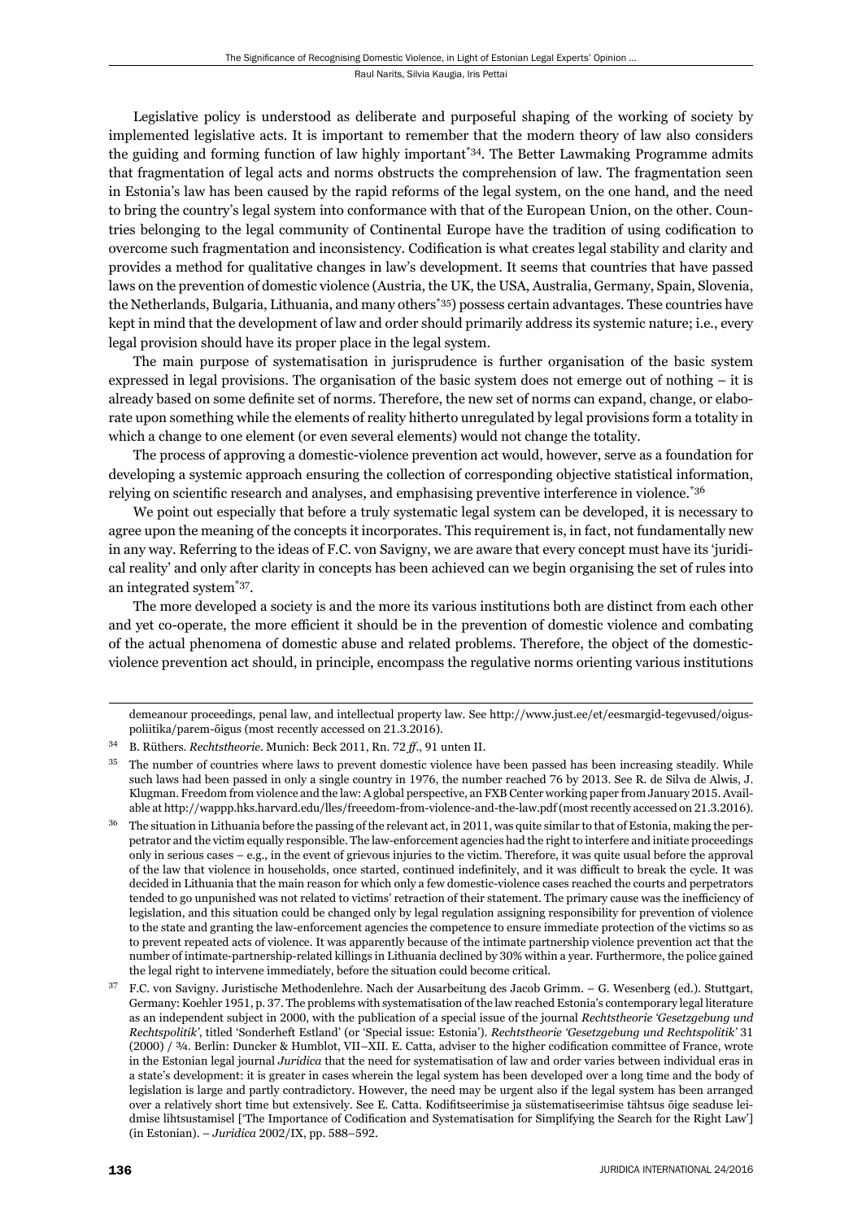Legislative policy is understood as deliberate and purposeful shaping of the working of society by implemented legislative acts. It is important to remember that the modern theory of law also considers the guiding and forming function of law highly important[*34]. The Better Lawmaking Programme admits that fragmentation of legal acts and norms obstructs the comprehension of law. The fragmentation seen in Estonia's law has been caused by the rapid reforms of the legal system, on the one hand, and the need to bring the country's legal system into conformance with that of the European Union, on the other. Countries belonging to the legal community of Continental Europe have the tradition of using codification to overcome such fragmentation and inconsistency. Codification is what creates legal stability and clarity and provides a method for qualitative changes in law's development. It seems that countries that have passed laws on the prevention of domestic violence (Austria, the UK, the USA, Australia, Germany, Spain, Slovenia, the Netherlands, Bulgaria, Lithuania, and many others[*35]) possess certain advantages. These countries have kept in mind that the development of law and order should primarily address its systemic nature; i.e., every legal provision should have its proper place in the legal system.

The main purpose of systematisation in jurisprudence is further organisation of the basic system expressed in legal provisions. The organisation of the basic system does not emerge out of nothing – it is already based on some definite set of norms. Therefore, the new set of norms can expand, change, or elaborate upon something while the elements of reality hitherto unregulated by legal provisions form a totality in which a change to one element (or even several elements) would not change the totality.

The process of approving a domestic-violence prevention act would, however, serve as a foundation for developing a systemic approach ensuring the collection of corresponding objective statistical information, relying on scientific research and analyses, and emphasising preventive interference in violence.[*36]

We point out especially that before a truly systematic legal system can be developed, it is necessary to agree upon the meaning of the concepts it incorporates. This requirement is, in fact, not fundamentally new in any way. Referring to the ideas of F.C. von Savigny, we are aware that every concept must have its 'juridical reality' and only after clarity in concepts has been achieved can we begin organising the set of rules into an integrated system[*37].

The more developed a society is and the more its various institutions both are distinct from each other and yet co-operate, the more efficient it should be in the prevention of domestic violence and combating of the actual phenomena of domestic abuse and related problems. Therefore, the object of the domestic-violence prevention act should, in principle, encompass the regulative norms orienting various institutions

---

demeanour proceedings, penal law, and intellectual property law. See http://www.just.ee/et/eesmargid-tegevused/oigus-poliitika/parem-õigus (most recently accessed on 21.3.2016).

[34] B. Rüthers. *Rechtstheorie*. Munich: Beck 2011, Rn. 72 *ff*., 91 unten II.

[35] The number of countries where laws to prevent domestic violence have been passed has been increasing steadily. While such laws had been passed in only a single country in 1976, the number reached 76 by 2013. See R. de Silva de Alwis, J. Klugman. Freedom from violence and the law: A global perspective, an FXB Center working paper from January 2015. Available at http://wappp.hks.harvard.edu/lles/freeedom-from-violence-and-the-law.pdf (most recently accessed on 21.3.2016).

[36] The situation in Lithuania before the passing of the relevant act, in 2011, was quite similar to that of Estonia, making the perpetrator and the victim equally responsible. The law-enforcement agencies had the right to interfere and initiate proceedings only in serious cases – e.g., in the event of grievous injuries to the victim. Therefore, it was quite usual before the approval of the law that violence in households, once started, continued indefinitely, and it was difficult to break the cycle. It was decided in Lithuania that the main reason for which only a few domestic-violence cases reached the courts and perpetrators tended to go unpunished was not related to victims' retraction of their statement. The primary cause was the inefficiency of legislation, and this situation could be changed only by legal regulation assigning responsibility for prevention of violence to the state and granting the law-enforcement agencies the competence to ensure immediate protection of the victims so as to prevent repeated acts of violence. It was apparently because of the intimate partnership violence prevention act that the number of intimate-partnership-related killings in Lithuania declined by 30% within a year. Furthermore, the police gained the legal right to intervene immediately, before the situation could become critical.

[37] F.C. von Savigny. Juristische Methodenlehre. Nach der Ausarbeitung des Jacob Grimm. – G. Wesenberg (ed.). Stuttgart, Germany: Koehler 1951, p. 37. The problems with systematisation of the law reached Estonia's contemporary legal literature as an independent subject in 2000, with the publication of a special issue of the journal *Rechtstheorie 'Gesetzgebung und Rechtspolitik'*, titled 'Sonderheft Estland' (or 'Special issue: Estonia'). *Rechtstheorie 'Gesetzgebung und Rechtspolitik'* 31 (2000) / ¾. Berlin: Duncker & Humblot, VII–XII. E. Catta, adviser to the higher codification committee of France, wrote in the Estonian legal journal *Juridica* that the need for systematisation of law and order varies between individual eras in a state's development: it is greater in cases wherein the legal system has been developed over a long time and the body of legislation is large and partly contradictory. However, the need may be urgent also if the legal system has been arranged over a relatively short time but extensively. See E. Catta. Kodifitseerimise ja süstematiseerimise tähtsus õige seaduse leidmise lihtsustamisel ['The Importance of Codification and Systematisation for Simplifying the Search for the Right Law'] (in Estonian). – *Juridica* 2002/IX, pp. 588–592.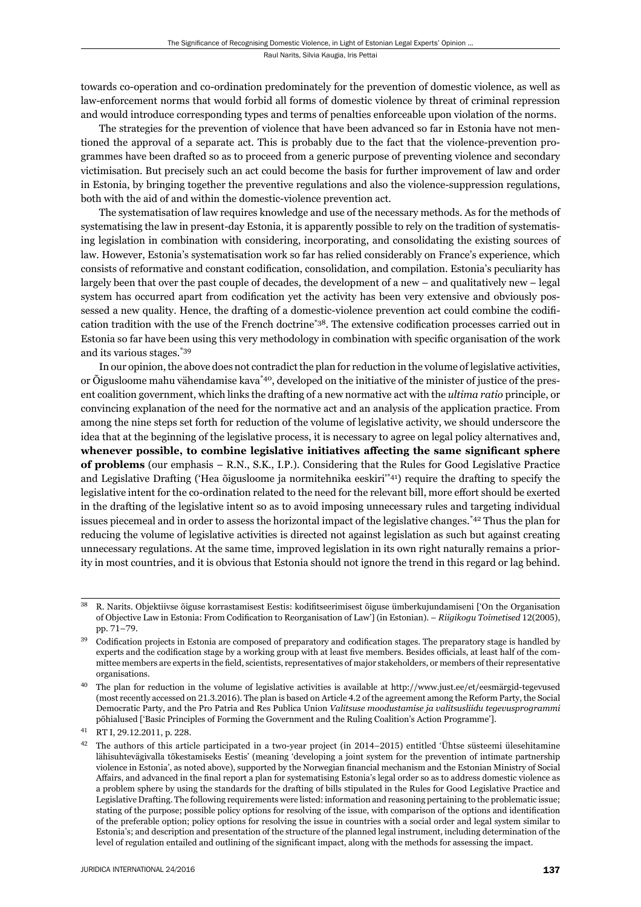towards co-operation and co-ordination predominately for the prevention of domestic violence, as well as law-enforcement norms that would forbid all forms of domestic violence by threat of criminal repression and would introduce corresponding types and terms of penalties enforceable upon violation of the norms.

The strategies for the prevention of violence that have been advanced so far in Estonia have not mentioned the approval of a separate act. This is probably due to the fact that the violence-prevention programmes have been drafted so as to proceed from a generic purpose of preventing violence and secondary victimisation. But precisely such an act could become the basis for further improvement of law and order in Estonia, by bringing together the preventive regulations and also the violence-suppression regulations, both with the aid of and within the domestic-violence prevention act.

The systematisation of law requires knowledge and use of the necessary methods. As for the methods of systematising the law in present-day Estonia, it is apparently possible to rely on the tradition of systematising legislation in combination with considering, incorporating, and consolidating the existing sources of law. However, Estonia's systematisation work so far has relied considerably on France's experience, which consists of reformative and constant codification, consolidation, and compilation. Estonia's peculiarity has largely been that over the past couple of decades, the development of a new – and qualitatively new – legal system has occurred apart from codification yet the activity has been very extensive and obviously possessed a new quality. Hence, the drafting of a domestic-violence prevention act could combine the codification tradition with the use of the French doctrine*[38]. The extensive codification processes carried out in Estonia so far have been using this very methodology in combination with specific organisation of the work and its various stages.*[39]

In our opinion, the above does not contradict the plan for reduction in the volume of legislative activities, or Õigusloome mahu vähendamise kava*[40], developed on the initiative of the minister of justice of the present coalition government, which links the drafting of a new normative act with the *ultima ratio* principle, or convincing explanation of the need for the normative act and an analysis of the application practice. From among the nine steps set forth for reduction of the volume of legislative activity, we should underscore the idea that at the beginning of the legislative process, it is necessary to agree on legal policy alternatives and, **whenever possible, to combine legislative initiatives affecting the same significant sphere of problems** (our emphasis – R.N., S.K., I.P.). Considering that the Rules for Good Legislative Practice and Legislative Drafting ('Hea õigusloome ja normitehnika eeskiri'*[41]) require the drafting to specify the legislative intent for the co-ordination related to the need for the relevant bill, more effort should be exerted in the drafting of the legislative intent so as to avoid imposing unnecessary rules and targeting individual issues piecemeal and in order to assess the horizontal impact of the legislative changes.*[42] Thus the plan for reducing the volume of legislative activities is directed not against legislation as such but against creating unnecessary regulations. At the same time, improved legislation in its own right naturally remains a priority in most countries, and it is obvious that Estonia should not ignore the trend in this regard or lag behind.

---

[38] R. Narits. Objektiivse õiguse korrastamisest Eestis: kodifitseerimisest õiguse ümberkujundamiseni ['On the Organisation of Objective Law in Estonia: From Codification to Reorganisation of Law'] (in Estonian). – *Riigikogu Toimetised* 12(2005), pp. 71–79.

[39] Codification projects in Estonia are composed of preparatory and codification stages. The preparatory stage is handled by experts and the codification stage by a working group with at least five members. Besides officials, at least half of the committee members are experts in the field, scientists, representatives of major stakeholders, or members of their representative organisations.

[40] The plan for reduction in the volume of legislative activities is available at http://www.just.ee/et/eesmärgid-tegevused (most recently accessed on 21.3.2016). The plan is based on Article 4.2 of the agreement among the Reform Party, the Social Democratic Party, and the Pro Patria and Res Publica Union *Valitsuse moodustamise ja valitsusliidu tegevusprogrammi* põhialused ['Basic Principles of Forming the Government and the Ruling Coalition's Action Programme'].

[41] RT I, 29.12.2011, p. 228.

[42] The authors of this article participated in a two-year project (in 2014–2015) entitled 'Ühtse süsteemi ülesehitamine lähisuhtevägivalla tõkestamiseks Eestis' (meaning 'developing a joint system for the prevention of intimate partnership violence in Estonia', as noted above), supported by the Norwegian financial mechanism and the Estonian Ministry of Social Affairs, and advanced in the final report a plan for systematising Estonia's legal order so as to address domestic violence as a problem sphere by using the standards for the drafting of bills stipulated in the Rules for Good Legislative Practice and Legislative Drafting. The following requirements were listed: information and reasoning pertaining to the problematic issue; stating of the purpose; possible policy options for resolving of the issue, with comparison of the options and identification of the preferable option; policy options for resolving the issue in countries with a social order and legal system similar to Estonia's; and description and presentation of the structure of the planned legal instrument, including determination of the level of regulation entailed and outlining of the significant impact, along with the methods for assessing the impact.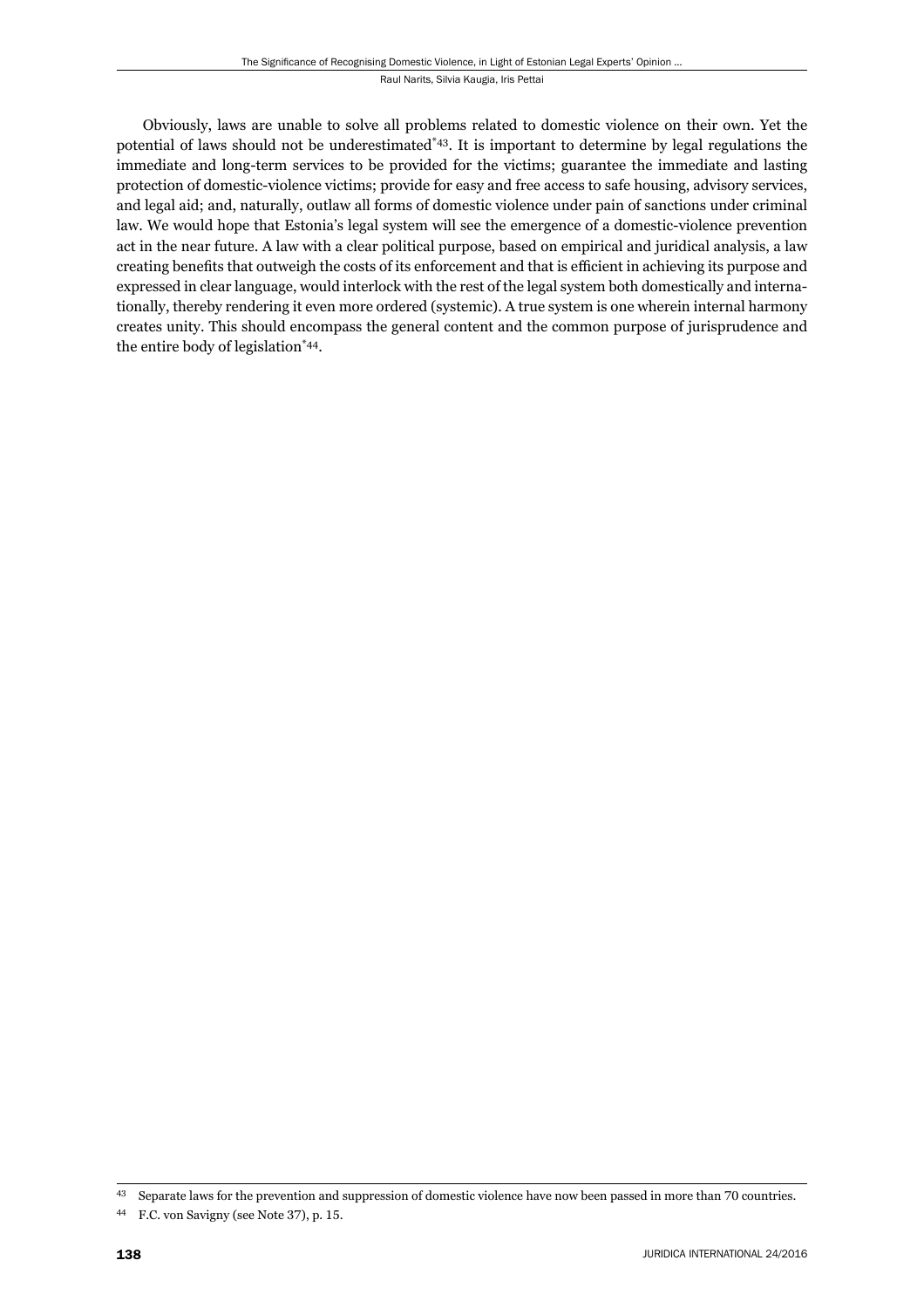Obviously, laws are unable to solve all problems related to domestic violence on their own. Yet the potential of laws should not be underestimated*[43]. It is important to determine by legal regulations the immediate and long-term services to be provided for the victims; guarantee the immediate and lasting protection of domestic-violence victims; provide for easy and free access to safe housing, advisory services, and legal aid; and, naturally, outlaw all forms of domestic violence under pain of sanctions under criminal law. We would hope that Estonia's legal system will see the emergence of a domestic-violence prevention act in the near future. A law with a clear political purpose, based on empirical and juridical analysis, a law creating benefits that outweigh the costs of its enforcement and that is efficient in achieving its purpose and expressed in clear language, would interlock with the rest of the legal system both domestically and internationally, thereby rendering it even more ordered (systemic). A true system is one wherein internal harmony creates unity. This should encompass the general content and the common purpose of jurisprudence and the entire body of legislation*[44].

---

[43] Separate laws for the prevention and suppression of domestic violence have now been passed in more than 70 countries.

[44] F.C. von Savigny (see Note 37), p. 15.